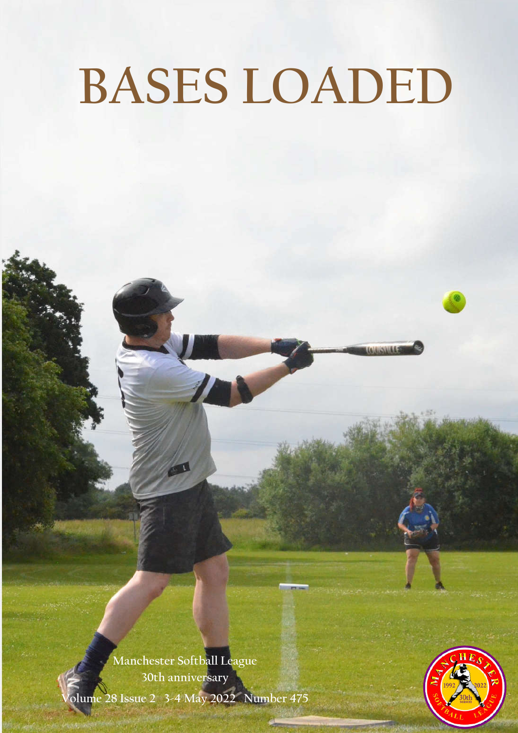# BASES LOADED

Manchester Softball League
30th anniversary

Volume 28 Issue 2 3-4 May 2022 Number 475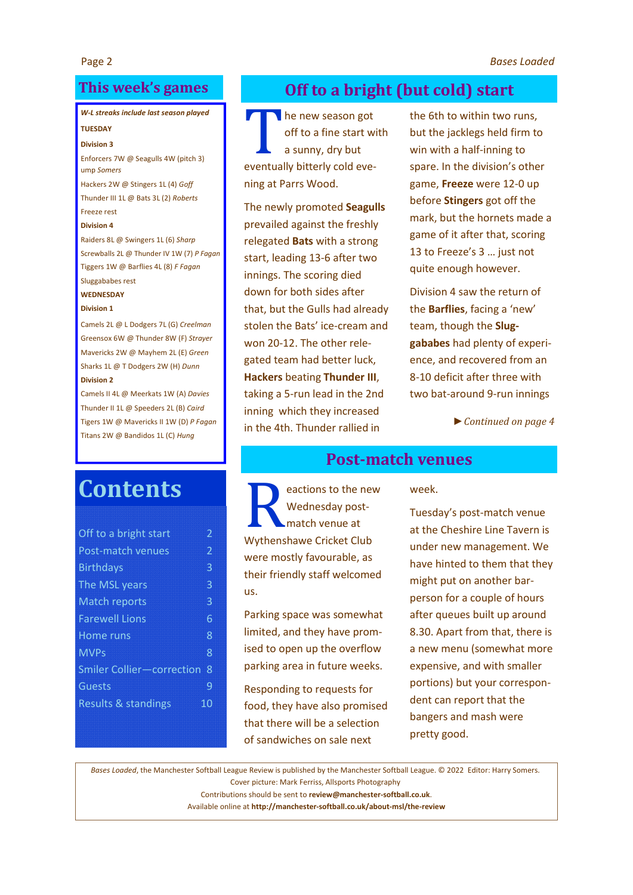## This week's games

***W-L streaks include last season played***

**TUESDAY**

**Division 3**

Enforcers 7W @ Seagulls 4W (pitch 3) ump *Somers*

Hackers 2W @ Stingers 1L (4) *Goff*

Thunder III 1L @ Bats 3L (2) *Roberts*

Freeze rest

**Division 4**

Raiders 8L @ Swingers 1L (6) *Sharp*

Screwballs 2L @ Thunder IV 1W (7) *P Fagan*

Tiggers 1W @ Barflies 4L (8) *F Fagan*

Sluggababes rest

**WEDNESDAY**

**Division 1**

Camels 2L @ L Dodgers 7L (G) *Creelman*

Greensox 6W @ Thunder 8W (F) *Strayer*

Mavericks 2W @ Mayhem 2L (E) *Green*

Sharks 1L @ T Dodgers 2W (H) *Dunn*

**Division 2**

Camels II 4L @ Meerkats 1W (A) *Davies*

Thunder II 1L @ Speeders 2L (B) *Caird*

Tigers 1W @ Mavericks II 1W (D) *P Fagan*

Titans 2W @ Bandidos 1L (C) *Hung*

# Contents

| | |
|---|---|
| Off to a bright start | 2 |
| Post-match venues | 2 |
| Birthdays | 3 |
| The MSL years | 3 |
| Match reports | 3 |
| Farewell Lions | 6 |
| Home runs | 8 |
| MVPs | 8 |
| Smiler Collier—correction | 8 |
| Guests | 9 |
| Results & standings | 10 |

## Off to a bright (but cold) start

The new season got off to a fine start with a sunny, dry but eventually bitterly cold evening at Parrs Wood.

The newly promoted **Seagulls** prevailed against the freshly relegated **Bats** with a strong start, leading 13-6 after two innings. The scoring died down for both sides after that, but the Gulls had already stolen the Bats' ice-cream and won 20-12. The other relegated team had better luck, **Hackers** beating **Thunder III**, taking a 5-run lead in the 2nd inning which they increased in the 4th. Thunder rallied in the 6th to within two runs, but the jacklegs held firm to win with a half-inning to spare. In the division's other game, **Freeze** were 12-0 up before **Stingers** got off the mark, but the hornets made a game of it after that, scoring 13 to Freeze's 3 … just not quite enough however.

Division 4 saw the return of the **Barflies**, facing a 'new' team, though the **Sluggababes** had plenty of experience, and recovered from an 8-10 deficit after three with two bat-around 9-run innings

► *Continued on page 4*

## Post-match venues

Reactions to the new Wednesday post-match venue at Wythenshawe Cricket Club were mostly favourable, as their friendly staff welcomed us.

Parking space was somewhat limited, and they have promised to open up the overflow parking area in future weeks.

Responding to requests for food, they have also promised that there will be a selection of sandwiches on sale next week.

Tuesday's post-match venue at the Cheshire Line Tavern is under new management. We have hinted to them that they might put on another barperson for a couple of hours after queues built up around 8.30. Apart from that, there is a new menu (somewhat more expensive, and with smaller portions) but your correspondent can report that the bangers and mash were pretty good.

---

*Bases Loaded*, the Manchester Softball League Review is published by the Manchester Softball League. © 2022 Editor: Harry Somers.
Cover picture: Mark Ferriss, Allsports Photography
Contributions should be sent to **review@manchester-softball.co.uk**.
Available online at **http://manchester-softball.co.uk/about-msl/the-review**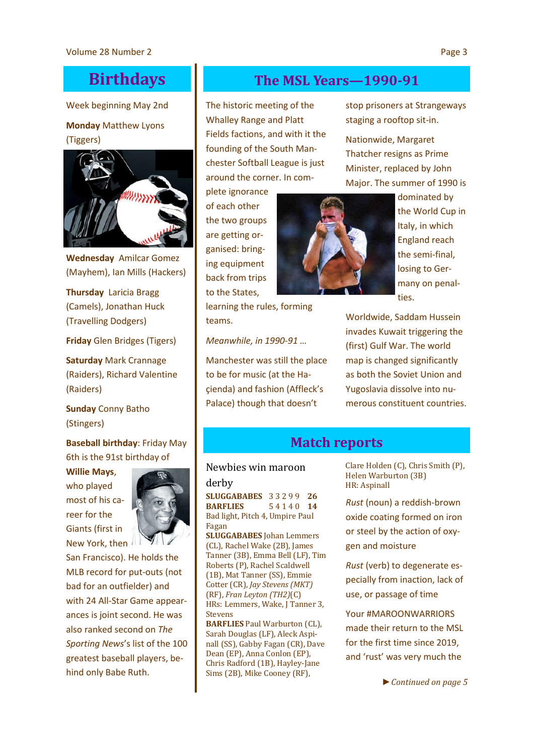## Birthdays

Week beginning May 2nd

**Monday** Matthew Lyons (Tiggers)

**Wednesday** Amilcar Gomez (Mayhem), Ian Mills (Hackers)

**Thursday** Laricia Bragg (Camels), Jonathan Huck (Travelling Dodgers)

**Friday** Glen Bridges (Tigers)

**Saturday** Mark Crannage (Raiders), Richard Valentine (Raiders)

**Sunday** Conny Batho (Stingers)

**Baseball birthday**: Friday May 6th is the 91st birthday of **Willie Mays**, who played most of his career for the Giants (first in New York, then San Francisco). He holds the MLB record for put-outs (not bad for an outfielder) and with 24 All-Star Game appearances is joint second. He was also ranked second on *The Sporting News*'s list of the 100 greatest baseball players, behind only Babe Ruth.

## The MSL Years—1990-91

The historic meeting of the Whalley Range and Platt Fields factions, and with it the founding of the South Manchester Softball League is just around the corner. In complete ignorance of each other the two groups are getting organised: bringing equipment back from trips to the States, learning the rules, forming teams.

*Meanwhile, in 1990-91 …*

Manchester was still the place to be for music (at the Haçienda) and fashion (Affleck's Palace) though that doesn't stop prisoners at Strangeways staging a rooftop sit-in.

Nationwide, Margaret Thatcher resigns as Prime Minister, replaced by John Major. The summer of 1990 is dominated by the World Cup in Italy, in which England reach the semi-final, losing to Germany on penalties.

Worldwide, Saddam Hussein invades Kuwait triggering the (first) Gulf War. The world map is changed significantly as both the Soviet Union and Yugoslavia dissolve into numerous constituent countries.

## Match reports

### Newbies win maroon derby

| | | | | | | |
|---|---|---|---|---|---|---|
| **SLUGGABABES** | 3 | 3 | 2 | 9 | 9 | **26** |
| **BARFLIES** | 5 | 4 | 1 | 4 | 0 | **14** |

Bad light, Pitch 4, Umpire Paul Fagan

**SLUGGABABES** Johan Lemmers (CL), Rachel Wake (2B), James Tanner (3B), Emma Bell (LF), Tim Roberts (P), Rachel Scaldwell (1B), Mat Tanner (SS), Emmie Cotter (CR), *Jay Stevens (MKT)* (RF), *Fran Leyton (TH2)*(C)

HRs: Lemmers, Wake, J Tanner 3, Stevens

**BARFLIES** Paul Warburton (CL), Sarah Douglas (LF), Aleck Aspinall (SS), Gabby Fagan (CR), Dave Dean (EP), Anna Conlon (EP), Chris Radford (1B), Hayley-Jane Sims (2B), Mike Cooney (RF), Clare Holden (C), Chris Smith (P), Helen Warburton (3B)

HR: Aspinall

*Rust* (noun) a reddish-brown oxide coating formed on iron or steel by the action of oxygen and moisture

*Rust* (verb) to degenerate especially from inaction, lack of use, or passage of time

Your #MAROONWARRIORS made their return to the MSL for the first time since 2019, and 'rust' was very much the

► *Continued on page 5*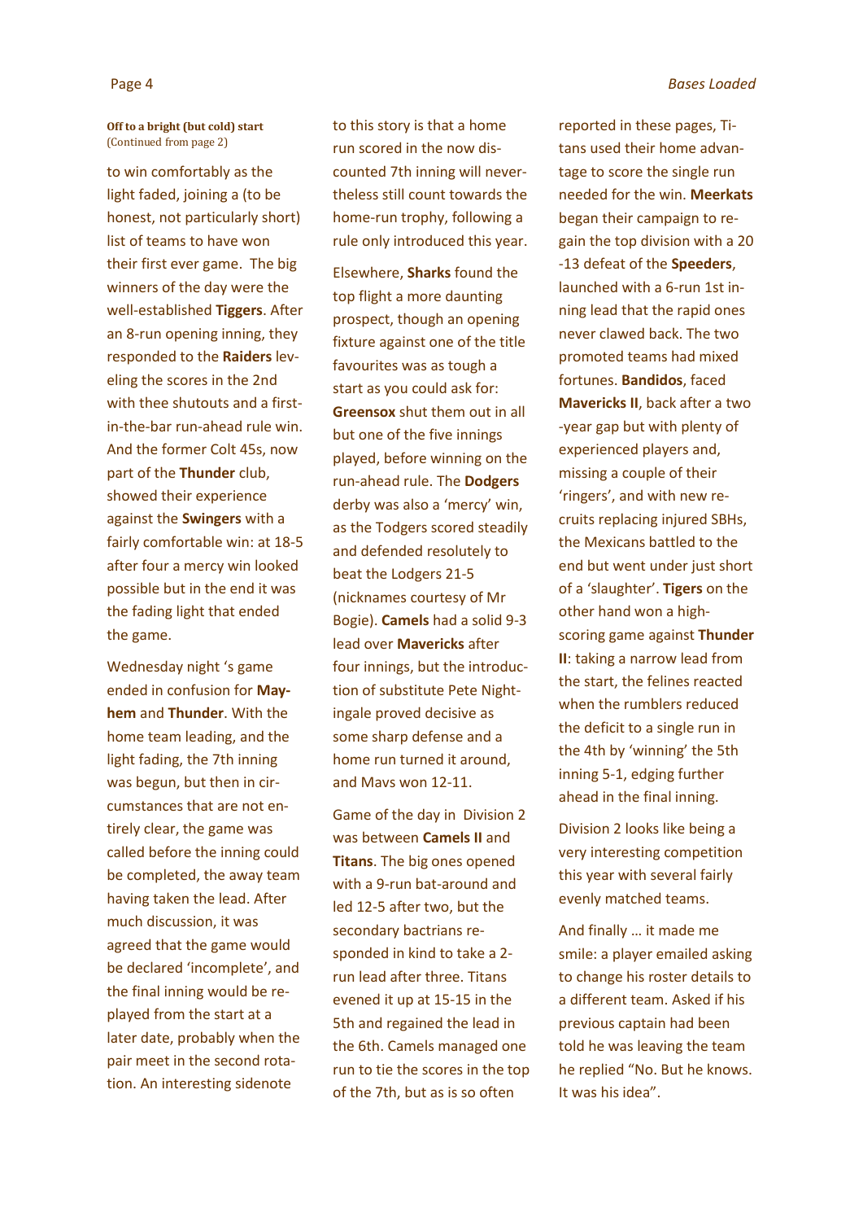**Off to a bright (but cold) start**
(Continued from page 2)

to win comfortably as the light faded, joining a (to be honest, not particularly short) list of teams to have won their first ever game. The big winners of the day were the well-established **Tiggers**. After an 8-run opening inning, they responded to the **Raiders** leveling the scores in the 2nd with thee shutouts and a first-in-the-bar run-ahead rule win. And the former Colt 45s, now part of the **Thunder** club, showed their experience against the **Swingers** with a fairly comfortable win: at 18-5 after four a mercy win looked possible but in the end it was the fading light that ended the game.

Wednesday night 's game ended in confusion for **Mayhem** and **Thunder**. With the home team leading, and the light fading, the 7th inning was begun, but then in circumstances that are not entirely clear, the game was called before the inning could be completed, the away team having taken the lead. After much discussion, it was agreed that the game would be declared 'incomplete', and the final inning would be replayed from the start at a later date, probably when the pair meet in the second rotation. An interesting sidenote to this story is that a home run scored in the now discounted 7th inning will nevertheless still count towards the home-run trophy, following a rule only introduced this year.

Elsewhere, **Sharks** found the top flight a more daunting prospect, though an opening fixture against one of the title favourites was as tough a start as you could ask for: **Greensox** shut them out in all but one of the five innings played, before winning on the run-ahead rule. The **Dodgers** derby was also a 'mercy' win, as the Todgers scored steadily and defended resolutely to beat the Lodgers 21-5 (nicknames courtesy of Mr Bogie). **Camels** had a solid 9-3 lead over **Mavericks** after four innings, but the introduction of substitute Pete Nightingale proved decisive as some sharp defense and a home run turned it around, and Mavs won 12-11.

Game of the day in Division 2 was between **Camels II** and **Titans**. The big ones opened with a 9-run bat-around and led 12-5 after two, but the secondary bactrians responded in kind to take a 2-run lead after three. Titans evened it up at 15-15 in the 5th and regained the lead in the 6th. Camels managed one run to tie the scores in the top of the 7th, but as is so often reported in these pages, Titans used their home advantage to score the single run needed for the win. **Meerkats** began their campaign to regain the top division with a 20-13 defeat of the **Speeders**, launched with a 6-run 1st inning lead that the rapid ones never clawed back. The two promoted teams had mixed fortunes. **Bandidos**, faced **Mavericks II**, back after a two-year gap but with plenty of experienced players and, missing a couple of their 'ringers', and with new recruits replacing injured SBHs, the Mexicans battled to the end but went under just short of a 'slaughter'. **Tigers** on the other hand won a high-scoring game against **Thunder II**: taking a narrow lead from the start, the felines reacted when the rumblers reduced the deficit to a single run in the 4th by 'winning' the 5th inning 5-1, edging further ahead in the final inning.

Division 2 looks like being a very interesting competition this year with several fairly evenly matched teams.

And finally … it made me smile: a player emailed asking to change his roster details to a different team. Asked if his previous captain had been told he was leaving the team he replied "No. But he knows. It was his idea".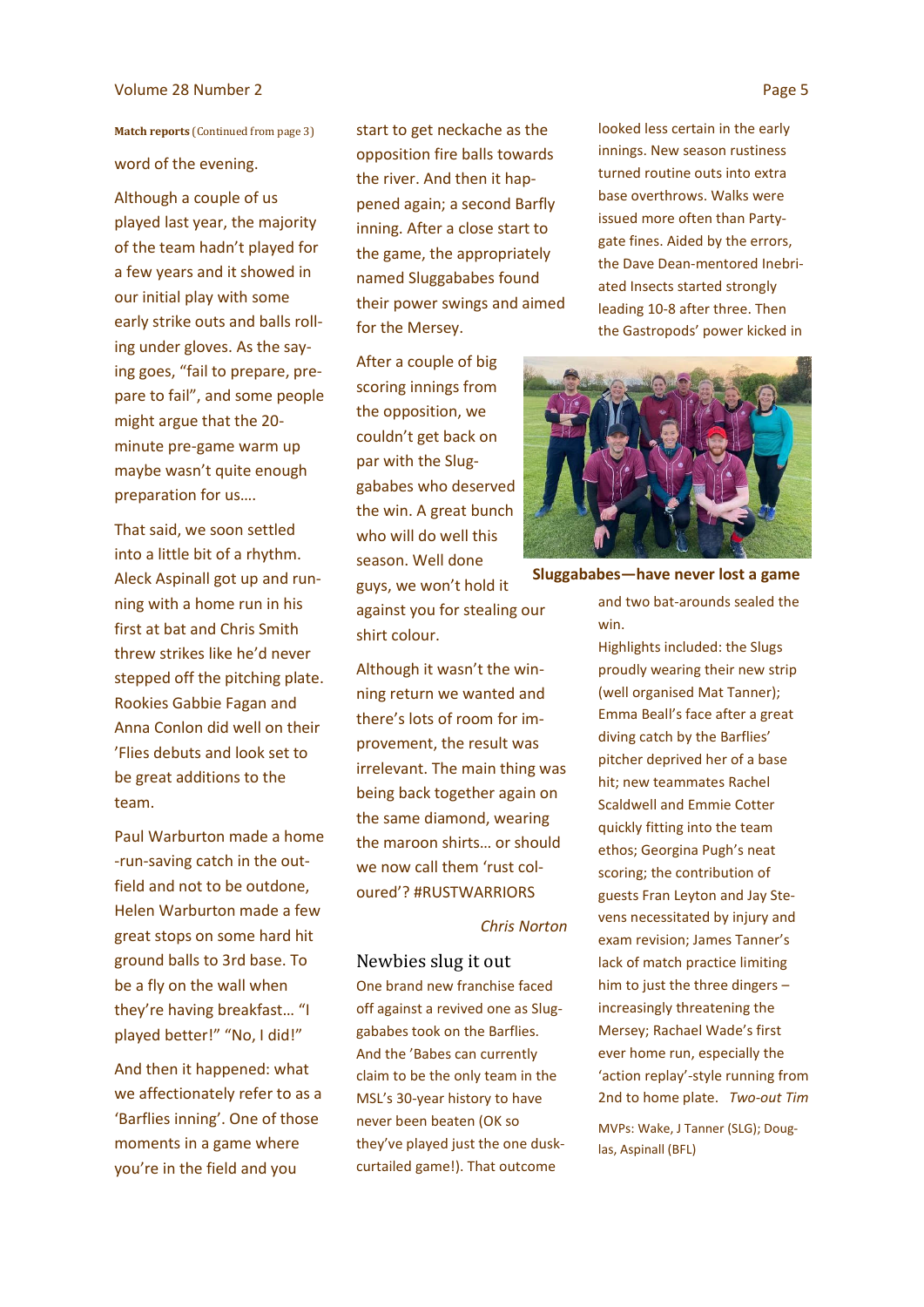**Match reports** (Continued from page 3)

word of the evening.

Although a couple of us played last year, the majority of the team hadn't played for a few years and it showed in our initial play with some early strike outs and balls rolling under gloves. As the saying goes, "fail to prepare, prepare to fail", and some people might argue that the 20-minute pre-game warm up maybe wasn't quite enough preparation for us….

That said, we soon settled into a little bit of a rhythm. Aleck Aspinall got up and running with a home run in his first at bat and Chris Smith threw strikes like he'd never stepped off the pitching plate. Rookies Gabbie Fagan and Anna Conlon did well on their 'Flies debuts and look set to be great additions to the team.

Paul Warburton made a home-run-saving catch in the outfield and not to be outdone, Helen Warburton made a few great stops on some hard hit ground balls to 3rd base. To be a fly on the wall when they're having breakfast… "I played better!" "No, I did!"

And then it happened: what we affectionately refer to as a 'Barflies inning'. One of those moments in a game where you're in the field and you start to get neckache as the opposition fire balls towards the river. And then it happened again; a second Barfly inning. After a close start to the game, the appropriately named Sluggababes found their power swings and aimed for the Mersey.

After a couple of big scoring innings from the opposition, we couldn't get back on par with the Sluggababes who deserved the win. A great bunch who will do well this season. Well done guys, we won't hold it against you for stealing our shirt colour.

Although it wasn't the winning return we wanted and there's lots of room for improvement, the result was irrelevant. The main thing was being back together again on the same diamond, wearing the maroon shirts… or should we now call them 'rust coloured'? #RUSTWARRIORS

*Chris Norton*

## Newbies slug it out

One brand new franchise faced off against a revived one as Sluggababes took on the Barflies. And the 'Babes can currently claim to be the only team in the MSL's 30-year history to have never been beaten (OK so they've played just the one dusk-curtailed game!). That outcome looked less certain in the early innings. New season rustiness turned routine outs into extra base overthrows. Walks were issued more often than Partygate fines. Aided by the errors, the Dave Dean-mentored Inebriated Insects started strongly leading 10-8 after three. Then the Gastropods' power kicked in and two bat-arounds sealed the win.

**Sluggababes—have never lost a game**

Highlights included: the Slugs proudly wearing their new strip (well organised Mat Tanner); Emma Beall's face after a great diving catch by the Barflies' pitcher deprived her of a base hit; new teammates Rachel Scaldwell and Emmie Cotter quickly fitting into the team ethos; Georgina Pugh's neat scoring; the contribution of guests Fran Leyton and Jay Stevens necessitated by injury and exam revision; James Tanner's lack of match practice limiting him to just the three dingers – increasingly threatening the Mersey; Rachael Wade's first ever home run, especially the 'action replay'-style running from 2nd to home plate. *Two-out Tim*

MVPs: Wake, J Tanner (SLG); Douglas, Aspinall (BFL)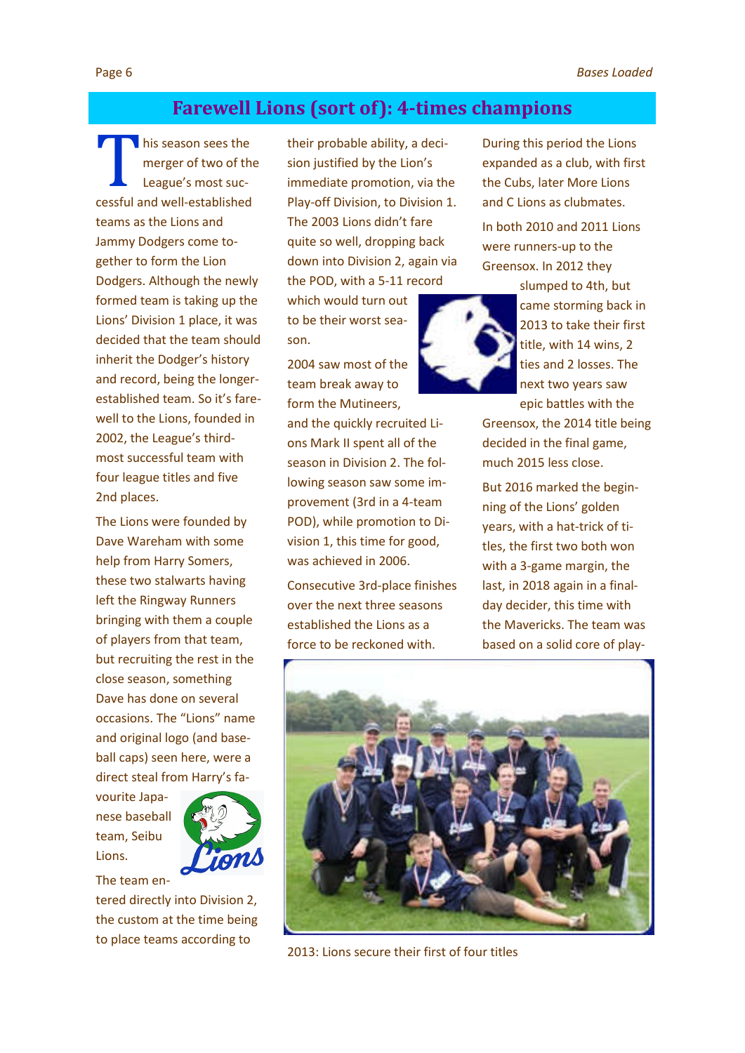# Farewell Lions (sort of): 4-times champions

This season sees the merger of two of the League's most successful and well-established teams as the Lions and Jammy Dodgers come together to form the Lion Dodgers. Although the newly formed team is taking up the Lions' Division 1 place, it was decided that the team should inherit the Dodger's history and record, being the longer-established team. So it's farewell to the Lions, founded in 2002, the League's third-most successful team with four league titles and five 2nd places.

The Lions were founded by Dave Wareham with some help from Harry Somers, these two stalwarts having left the Ringway Runners bringing with them a couple of players from that team, but recruiting the rest in the close season, something Dave has done on several occasions. The "Lions" name and original logo (and baseball caps) seen here, were a direct steal from Harry's favourite Japanese baseball team, Seibu Lions.

The team entered directly into Division 2, the custom at the time being to place teams according to their probable ability, a decision justified by the Lion's immediate promotion, via the Play-off Division, to Division 1. The 2003 Lions didn't fare quite so well, dropping back down into Division 2, again via the POD, with a 5-11 record which would turn out to be their worst season.

2004 saw most of the team break away to form the Mutineers, and the quickly recruited Lions Mark II spent all of the season in Division 2. The following season saw some improvement (3rd in a 4-team POD), while promotion to Division 1, this time for good, was achieved in 2006.

Consecutive 3rd-place finishes over the next three seasons established the Lions as a force to be reckoned with.

During this period the Lions expanded as a club, with first the Cubs, later More Lions and C Lions as clubmates.

In both 2010 and 2011 Lions were runners-up to the Greensox. In 2012 they slumped to 4th, but came storming back in 2013 to take their first title, with 14 wins, 2 ties and 2 losses. The next two years saw epic battles with the Greensox, the 2014 title being decided in the final game, much 2015 less close.

But 2016 marked the beginning of the Lions' golden years, with a hat-trick of titles, the first two both won with a 3-game margin, the last, in 2018 again in a final-day decider, this time with the Mavericks. The team was based on a solid core of play-

2013: Lions secure their first of four titles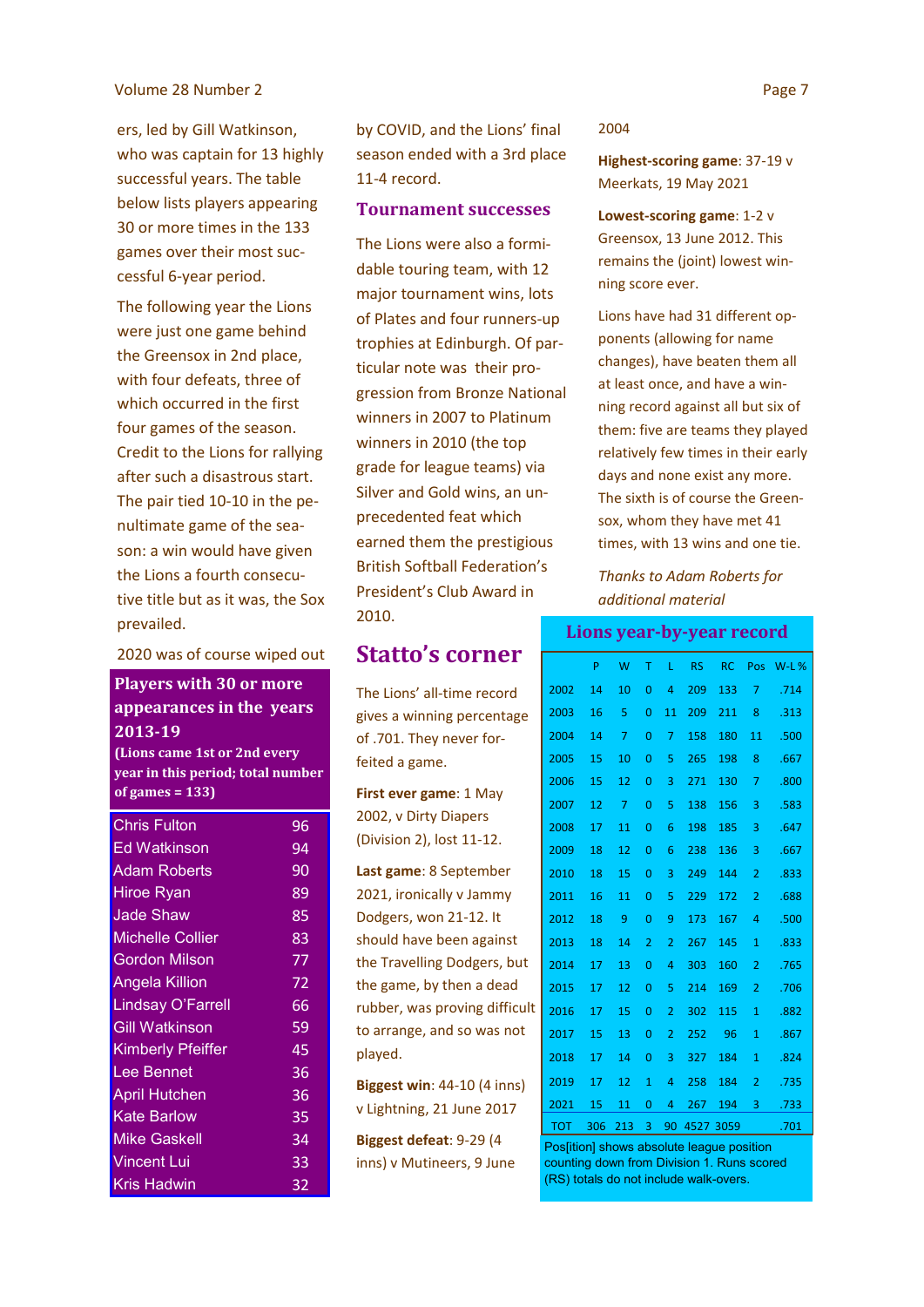ers, led by Gill Watkinson, who was captain for 13 highly successful years. The table below lists players appearing 30 or more times in the 133 games over their most successful 6-year period.

The following year the Lions were just one game behind the Greensox in 2nd place, with four defeats, three of which occurred in the first four games of the season. Credit to the Lions for rallying after such a disastrous start. The pair tied 10-10 in the penultimate game of the season: a win would have given the Lions a fourth consecutive title but as it was, the Sox prevailed.

2020 was of course wiped out by COVID, and the Lions' final season ended with a 3rd place 11-4 record.

**Players with 30 or more appearances in the years 2013-19**

**(Lions came 1st or 2nd every year in this period; total number of games = 133)**

| Player | Appearances |
|---|---|
| Chris Fulton | 96 |
| Ed Watkinson | 94 |
| Adam Roberts | 90 |
| Hiroe Ryan | 89 |
| Jade Shaw | 85 |
| Michelle Collier | 83 |
| Gordon Milson | 77 |
| Angela Killion | 72 |
| Lindsay O'Farrell | 66 |
| Gill Watkinson | 59 |
| Kimberly Pfeiffer | 45 |
| Lee Bennet | 36 |
| April Hutchen | 36 |
| Kate Barlow | 35 |
| Mike Gaskell | 34 |
| Vincent Lui | 33 |
| Kris Hadwin | 32 |

## Tournament successes

The Lions were also a formidable touring team, with 12 major tournament wins, lots of Plates and four runners-up trophies at Edinburgh. Of particular note was their progression from Bronze National winners in 2007 to Platinum winners in 2010 (the top grade for league teams) via Silver and Gold wins, an unprecedented feat which earned them the prestigious British Softball Federation's President's Club Award in 2010.

# Statto's corner

The Lions' all-time record gives a winning percentage of .701. They never forfeited a game.

**First ever game**: 1 May 2002, v Dirty Diapers (Division 2), lost 11-12.

**Last game**: 8 September 2021, ironically v Jammy Dodgers, won 21-12. It should have been against the Travelling Dodgers, but the game, by then a dead rubber, was proving difficult to arrange, and so was not played.

**Biggest win**: 44-10 (4 inns) v Lightning, 21 June 2017

**Biggest defeat**: 9-29 (4 inns) v Mutineers, 9 June 2004

**Highest-scoring game**: 37-19 v Meerkats, 19 May 2021

**Lowest-scoring game**: 1-2 v Greensox, 13 June 2012. This remains the (joint) lowest winning score ever.

Lions have had 31 different opponents (allowing for name changes), have beaten them all at least once, and have a winning record against all but six of them: five are teams they played relatively few times in their early days and none exist any more. The sixth is of course the Greensox, whom they have met 41 times, with 13 wins and one tie.

*Thanks to Adam Roberts for additional material*

**Lions year-by-year record**

| | P | W | T | L | RS | RC | Pos | W-L % |
|---|---|---|---|---|---|---|---|---|
| 2002 | 14 | 10 | 0 | 4 | 209 | 133 | 7 | .714 |
| 2003 | 16 | 5 | 0 | 11 | 209 | 211 | 8 | .313 |
| 2004 | 14 | 7 | 0 | 7 | 158 | 180 | 11 | .500 |
| 2005 | 15 | 10 | 0 | 5 | 265 | 198 | 8 | .667 |
| 2006 | 15 | 12 | 0 | 3 | 271 | 130 | 7 | .800 |
| 2007 | 12 | 7 | 0 | 5 | 138 | 156 | 3 | .583 |
| 2008 | 17 | 11 | 0 | 6 | 198 | 185 | 3 | .647 |
| 2009 | 18 | 12 | 0 | 6 | 238 | 136 | 3 | .667 |
| 2010 | 18 | 15 | 0 | 3 | 249 | 144 | 2 | .833 |
| 2011 | 16 | 11 | 0 | 5 | 229 | 172 | 2 | .688 |
| 2012 | 18 | 9 | 0 | 9 | 173 | 167 | 4 | .500 |
| 2013 | 18 | 14 | 2 | 2 | 267 | 145 | 1 | .833 |
| 2014 | 17 | 13 | 0 | 4 | 303 | 160 | 2 | .765 |
| 2015 | 17 | 12 | 0 | 5 | 214 | 169 | 2 | .706 |
| 2016 | 17 | 15 | 0 | 2 | 302 | 115 | 1 | .882 |
| 2017 | 15 | 13 | 0 | 2 | 252 | 96 | 1 | .867 |
| 2018 | 17 | 14 | 0 | 3 | 327 | 184 | 1 | .824 |
| 2019 | 17 | 12 | 1 | 4 | 258 | 184 | 2 | .735 |
| 2021 | 15 | 11 | 0 | 4 | 267 | 194 | 3 | .733 |
| TOT | 306 | 213 | 3 | 90 | 4527 | 3059 | | .701 |

Pos[ition] shows absolute league position counting down from Division 1. Runs scored (RS) totals do not include walk-overs.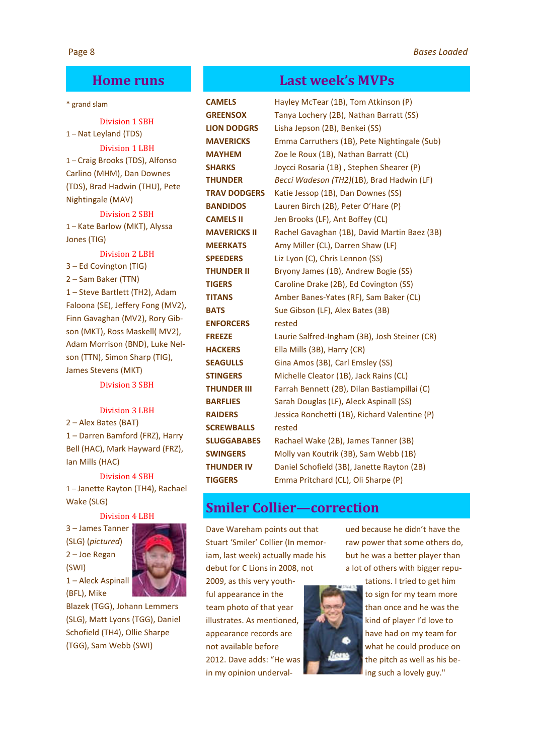## Home runs

\* grand slam

**Division 1 SBH**

1 – Nat Leyland (TDS)

**Division 1 LBH**

1 – Craig Brooks (TDS), Alfonso Carlino (MHM), Dan Downes (TDS), Brad Hadwin (THU), Pete Nightingale (MAV)

**Division 2 SBH**

1 – Kate Barlow (MKT), Alyssa Jones (TIG)

**Division 2 LBH**

3 – Ed Covington (TIG)

2 – Sam Baker (TTN)

1 – Steve Bartlett (TH2), Adam Faloona (SE), Jeffery Fong (MV2), Finn Gavaghan (MV2), Rory Gibson (MKT), Ross Maskell( MV2), Adam Morrison (BND), Luke Nelson (TTN), Simon Sharp (TIG), James Stevens (MKT)

**Division 3 SBH**

**Division 3 LBH**

2 – Alex Bates (BAT)

1 – Darren Bamford (FRZ), Harry Bell (HAC), Mark Hayward (FRZ), Ian Mills (HAC)

**Division 4 SBH**

1 – Janette Rayton (TH4), Rachael Wake (SLG)

**Division 4 LBH**

3 – James Tanner (SLG) (*pictured*)

2 – Joe Regan (SWI)

1 – Aleck Aspinall (BFL), Mike Blazek (TGG), Johann Lemmers (SLG), Matt Lyons (TGG), Daniel Schofield (TH4), Ollie Sharpe (TGG), Sam Webb (SWI)

## Last week's MVPs

| | |
|---|---|
| **CAMELS** | Hayley McTear (1B), Tom Atkinson (P) |
| **GREENSOX** | Tanya Lochery (2B), Nathan Barratt (SS) |
| **LION DODGRS** | Lisha Jepson (2B), Benkei (SS) |
| **MAVERICKS** | Emma Carruthers (1B), Pete Nightingale (Sub) |
| **MAYHEM** | Zoe le Roux (1B), Nathan Barratt (CL) |
| **SHARKS** | Joycci Rosaria (1B) , Stephen Shearer (P) |
| **THUNDER** | *Becci Wadeson (TH2)*(1B), Brad Hadwin (LF) |
| **TRAV DODGERS** | Katie Jessop (1B), Dan Downes (SS) |
| **BANDIDOS** | Lauren Birch (2B), Peter O'Hare (P) |
| **CAMELS II** | Jen Brooks (LF), Ant Boffey (CL) |
| **MAVERICKS II** | Rachel Gavaghan (1B), David Martin Baez (3B) |
| **MEERKATS** | Amy Miller (CL), Darren Shaw (LF) |
| **SPEEDERS** | Liz Lyon (C), Chris Lennon (SS) |
| **THUNDER II** | Bryony James (1B), Andrew Bogie (SS) |
| **TIGERS** | Caroline Drake (2B), Ed Covington (SS) |
| **TITANS** | Amber Banes-Yates (RF), Sam Baker (CL) |
| **BATS** | Sue Gibson (LF), Alex Bates (3B) |
| **ENFORCERS** | rested |
| **FREEZE** | Laurie Salfred-Ingham (3B), Josh Steiner (CR) |
| **HACKERS** | Ella Mills (3B), Harry (CR) |
| **SEAGULLS** | Gina Amos (3B), Carl Emsley (SS) |
| **STINGERS** | Michelle Cleator (1B), Jack Rains (CL) |
| **THUNDER III** | Farrah Bennett (2B), Dilan Bastiampillai (C) |
| **BARFLIES** | Sarah Douglas (LF), Aleck Aspinall (SS) |
| **RAIDERS** | Jessica Ronchetti (1B), Richard Valentine (P) |
| **SCREWBALLS** | rested |
| **SLUGGABABES** | Rachael Wake (2B), James Tanner (3B) |
| **SWINGERS** | Molly van Koutrik (3B), Sam Webb (1B) |
| **THUNDER IV** | Daniel Schofield (3B), Janette Rayton (2B) |
| **TIGGERS** | Emma Pritchard (CL), Oli Sharpe (P) |

## Smiler Collier—correction

Dave Wareham points out that Stuart 'Smiler' Collier (In memoriam, last week) actually made his debut for C Lions in 2008, not 2009, as this very youthful appearance in the team photo of that year illustrates. As mentioned, appearance records are not available before 2012. Dave adds: "He was in my opinion undervalued because he didn't have the raw power that some others do, but he was a better player than a lot of others with bigger reputations. I tried to get him to sign for my team more than once and he was the kind of player I'd love to have had on my team for what he could produce on the pitch as well as his being such a lovely guy."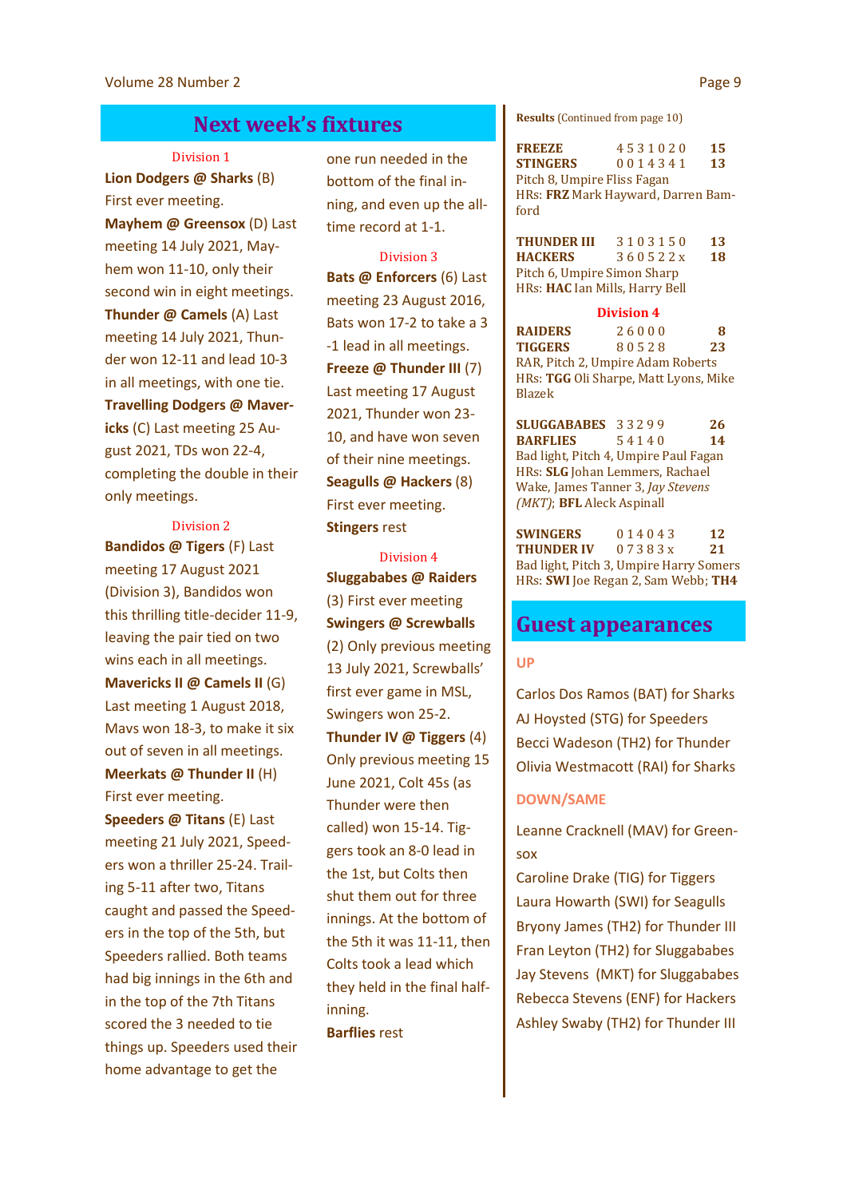## Next week's fixtures

### Division 1

**Lion Dodgers @ Sharks** (B) First ever meeting.

**Mayhem @ Greensox** (D) Last meeting 14 July 2021, Mayhem won 11-10, only their second win in eight meetings.

**Thunder @ Camels** (A) Last meeting 14 July 2021, Thunder won 12-11 and lead 10-3 in all meetings, with one tie.

**Travelling Dodgers @ Mavericks** (C) Last meeting 25 August 2021, TDs won 22-4, completing the double in their only meetings.

### Division 2

**Bandidos @ Tigers** (F) Last meeting 17 August 2021 (Division 3), Bandidos won this thrilling title-decider 11-9, leaving the pair tied on two wins each in all meetings.

**Mavericks II @ Camels II** (G) Last meeting 1 August 2018, Mavs won 18-3, to make it six out of seven in all meetings.

**Meerkats @ Thunder II** (H) First ever meeting.

**Speeders @ Titans** (E) Last meeting 21 July 2021, Speeders won a thriller 25-24. Trailing 5-11 after two, Titans caught and passed the Speeders in the top of the 5th, but Speeders rallied. Both teams had big innings in the 6th and in the top of the 7th Titans scored the 3 needed to tie things up. Speeders used their home advantage to get the one run needed in the bottom of the final inning, and even up the all-time record at 1-1.

### Division 3

**Bats @ Enforcers** (6) Last meeting 23 August 2016, Bats won 17-2 to take a 3-1 lead in all meetings.

**Freeze @ Thunder III** (7) Last meeting 17 August 2021, Thunder won 23-10, and have won seven of their nine meetings.

**Seagulls @ Hackers** (8) First ever meeting.

**Stingers** rest

### Division 4

**Sluggababes @ Raiders** (3) First ever meeting

**Swingers @ Screwballs** (2) Only previous meeting 13 July 2021, Screwballs' first ever game in MSL, Swingers won 25-2.

**Thunder IV @ Tiggers** (4) Only previous meeting 15 June 2021, Colt 45s (as Thunder were then called) won 15-14. Tiggers took an 8-0 lead in the 1st, but Colts then shut them out for three innings. At the bottom of the 5th it was 11-11, then Colts took a lead which they held in the final half-inning.

**Barflies** rest

**Results** (Continued from page 10)

| | | |
|---|---|---|
| **FREEZE** | 4 5 3 1 0 2 0 | **15** |
| **STINGERS** | 0 0 1 4 3 4 1 | **13** |

Pitch 8, Umpire Fliss Fagan
HRs: **FRZ** Mark Hayward, Darren Bamford

| | | |
|---|---|---|
| **THUNDER III** | 3 1 0 3 1 5 0 | **13** |
| **HACKERS** | 3 6 0 5 2 2 x | **18** |

Pitch 6, Umpire Simon Sharp
HRs: **HAC** Ian Mills, Harry Bell

### Division 4

| | | |
|---|---|---|
| **RAIDERS** | 2 6 0 0 0 | **8** |
| **TIGGERS** | 8 0 5 2 8 | **23** |

RAR, Pitch 2, Umpire Paul Roberts
HRs: **TGG** Oli Sharpe, Matt Lyons, Mike Blazek

| | | |
|---|---|---|
| **SLUGGABABES** | 3 3 2 9 9 | **26** |
| **BARFLIES** | 5 4 1 4 0 | **14** |

Bad light, Pitch 4, Umpire Paul Fagan
HRs: **SLG** Johan Lemmers, Rachael Wake, James Tanner 3, *Jay Stevens (MKT)*; **BFL** Aleck Aspinall

| | | |
|---|---|---|
| **SWINGERS** | 0 1 4 0 4 3 | **12** |
| **THUNDER IV** | 0 7 3 8 3 x | **21** |

Bad light, Pitch 3, Umpire Harry Somers
HRs: **SWI** Joe Regan 2, Sam Webb; **TH4**

## Guest appearances

### UP

Carlos Dos Ramos (BAT) for Sharks
AJ Hoysted (STG) for Speeders
Becci Wadeson (TH2) for Thunder
Olivia Westmacott (RAI) for Sharks

### DOWN/SAME

Leanne Cracknell (MAV) for Greensox
Caroline Drake (TIG) for Tiggers
Laura Howarth (SWI) for Seagulls
Bryony James (TH2) for Thunder III
Fran Leyton (TH2) for Sluggababes
Jay Stevens (MKT) for Sluggababes
Rebecca Stevens (ENF) for Hackers
Ashley Swaby (TH2) for Thunder III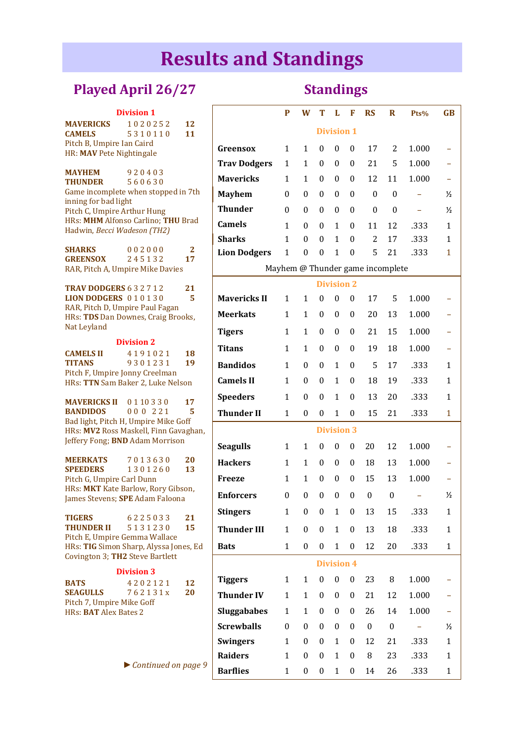# Results and Standings

## Played April 26/27

### Division 1

| | | |
|---|---|---|
| **MAVERICKS** | 1 0 2 0 2 5 2 | **12** |
| **CAMELS** | 5 3 1 0 1 1 0 | **11** |

Pitch B, Umpire Ian Caird
HR: **MAV** Pete Nightingale

| | | |
|---|---|---|
| **MAYHEM** | 9 2 0 4 0 3 | |
| **THUNDER** | 5 6 0 6 3 0 | |

Game incomplete when stopped in 7th inning for bad light
Pitch C, Umpire Arthur Hung
HRs: **MHM** Alfonso Carlino; **THU** Brad Hadwin, *Becci Wadeson (TH2)*

| | | |
|---|---|---|
| **SHARKS** | 0 0 2 0 0 0 | **2** |
| **GREENSOX** | 2 4 5 1 3 2 | **17** |

RAR, Pitch A, Umpire Mike Davies

| | | |
|---|---|---|
| **TRAV DODGERS** | 6 3 2 7 1 2 | **21** |
| **LION DODGERS** | 0 1 0 1 3 0 | **5** |

RAR, Pitch D, Umpire Paul Fagan
HRs: **TDS** Dan Downes, Craig Brooks, Nat Leyland

### Division 2

| | | |
|---|---|---|
| **CAMELS II** | 4 1 9 1 0 2 1 | **18** |
| **TITANS** | 9 3 0 1 2 3 1 | **19** |

Pitch F, Umpire Jonny Creelman
HRs: **TTN** Sam Baker 2, Luke Nelson

| | | |
|---|---|---|
| **MAVERICKS II** | 0 1 10 3 3 0 | **17** |
| **BANDIDOS** | 0 0 0 2 2 1 | **5** |

Bad light, Pitch H, Umpire Mike Goff
HRs: **MV2** Ross Maskell, Finn Gavaghan, Jeffery Fong; **BND** Adam Morrison

| | | |
|---|---|---|
| **MEERKATS** | 7 0 1 3 6 3 0 | **20** |
| **SPEEDERS** | 1 3 0 1 2 6 0 | **13** |

Pitch G, Umpire Carl Dunn
HRs: **MKT** Kate Barlow, Rory Gibson, James Stevens; **SPE** Adam Faloona

| | | |
|---|---|---|
| **TIGERS** | 6 2 2 5 0 3 3 | **21** |
| **THUNDER II** | 5 1 3 1 2 3 0 | **15** |

Pitch E, Umpire Gemma Wallace
HRs: **TIG** Simon Sharp, Alyssa Jones, Ed Covington 3; **TH2** Steve Bartlett

### Division 3

| | | |
|---|---|---|
| **BATS** | 4 2 0 2 1 2 1 | **12** |
| **SEAGULLS** | 7 6 2 1 3 1 x | **20** |

Pitch 7, Umpire Mike Goff
HRs: **BAT** Alex Bates 2

► *Continued on page 9*

## Standings

| | P | W | T | L | F | RS | R | Pts% | GB |
|---|---|---|---|---|---|---|---|---|---|
| **Division 1** | | | | | | | | | |
| **Greensox** | 1 | 1 | 0 | 0 | 0 | 17 | 2 | 1.000 | – |
| **Trav Dodgers** | 1 | 1 | 0 | 0 | 0 | 21 | 5 | 1.000 | – |
| **Mavericks** | 1 | 1 | 0 | 0 | 0 | 12 | 11 | 1.000 | – |
| **Mayhem** | 0 | 0 | 0 | 0 | 0 | 0 | 0 | – | ½ |
| **Thunder** | 0 | 0 | 0 | 0 | 0 | 0 | 0 | – | ½ |
| **Camels** | 1 | 0 | 0 | 1 | 0 | 11 | 12 | .333 | 1 |
| **Sharks** | 1 | 0 | 0 | 1 | 0 | 2 | 17 | .333 | 1 |
| **Lion Dodgers** | 1 | 0 | 0 | 1 | 0 | 5 | 21 | .333 | 1 |
| Mayhem @ Thunder game incomplete | | | | | | | | | |
| **Division 2** | | | | | | | | | |
| **Mavericks II** | 1 | 1 | 0 | 0 | 0 | 17 | 5 | 1.000 | – |
| **Meerkats** | 1 | 1 | 0 | 0 | 0 | 20 | 13 | 1.000 | – |
| **Tigers** | 1 | 1 | 0 | 0 | 0 | 21 | 15 | 1.000 | – |
| **Titans** | 1 | 1 | 0 | 0 | 0 | 19 | 18 | 1.000 | – |
| **Bandidos** | 1 | 0 | 0 | 1 | 0 | 5 | 17 | .333 | 1 |
| **Camels II** | 1 | 0 | 0 | 1 | 0 | 18 | 19 | .333 | 1 |
| **Speeders** | 1 | 0 | 0 | 1 | 0 | 13 | 20 | .333 | 1 |
| **Thunder II** | 1 | 0 | 0 | 1 | 0 | 15 | 21 | .333 | 1 |
| **Division 3** | | | | | | | | | |
| **Seagulls** | 1 | 1 | 0 | 0 | 0 | 20 | 12 | 1.000 | – |
| **Hackers** | 1 | 1 | 0 | 0 | 0 | 18 | 13 | 1.000 | – |
| **Freeze** | 1 | 1 | 0 | 0 | 0 | 15 | 13 | 1.000 | – |
| **Enforcers** | 0 | 0 | 0 | 0 | 0 | 0 | 0 | – | ½ |
| **Stingers** | 1 | 0 | 0 | 1 | 0 | 13 | 15 | .333 | 1 |
| **Thunder III** | 1 | 0 | 0 | 1 | 0 | 13 | 18 | .333 | 1 |
| **Bats** | 1 | 0 | 0 | 1 | 0 | 12 | 20 | .333 | 1 |
| **Division 4** | | | | | | | | | |
| **Tiggers** | 1 | 1 | 0 | 0 | 0 | 23 | 8 | 1.000 | – |
| **Thunder IV** | 1 | 1 | 0 | 0 | 0 | 21 | 12 | 1.000 | – |
| **Sluggababes** | 1 | 1 | 0 | 0 | 0 | 26 | 14 | 1.000 | – |
| **Screwballs** | 0 | 0 | 0 | 0 | 0 | 0 | 0 | – | ½ |
| **Swingers** | 1 | 0 | 0 | 1 | 0 | 12 | 21 | .333 | 1 |
| **Raiders** | 1 | 0 | 0 | 1 | 0 | 8 | 23 | .333 | 1 |
| **Barflies** | 1 | 0 | 0 | 1 | 0 | 14 | 26 | .333 | 1 |